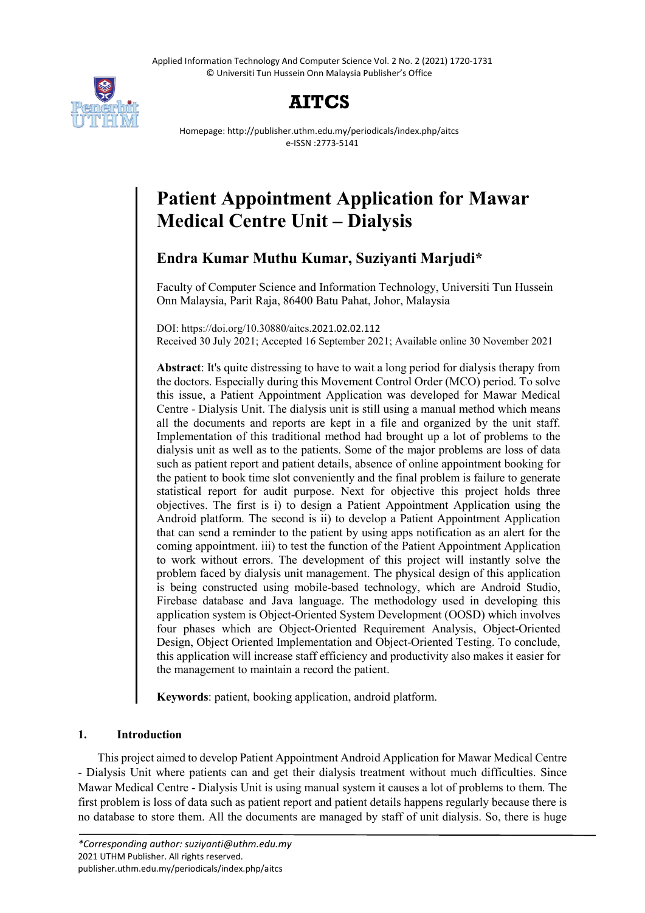# Patient Appointment Application for Mawar Medical Centre Unit – Dialysis

**Endra Kumar Muthu Kumar, Suziyanti Marjudi***

Faculty of Computer Science and Information Technology, Universiti Tun Hussein Onn Malaysia, Parit Raja, 86400 Batu Pahat, Johor, Malaysia

DOI: https://doi.org/10.30880/aitcs.2021.02.02.112
Received 30 July 2021; Accepted 16 September 2021; Available online 30 November 2021

**Abstract**: It's quite distressing to have to wait a long period for dialysis therapy from the doctors. Especially during this Movement Control Order (MCO) period. To solve this issue, a Patient Appointment Application was developed for Mawar Medical Centre - Dialysis Unit. The dialysis unit is still using a manual method which means all the documents and reports are kept in a file and organized by the unit staff. Implementation of this traditional method had brought up a lot of problems to the dialysis unit as well as to the patients. Some of the major problems are loss of data such as patient report and patient details, absence of online appointment booking for the patient to book time slot conveniently and the final problem is failure to generate statistical report for audit purpose. Next for objective this project holds three objectives. The first is i) to design a Patient Appointment Application using the Android platform. The second is ii) to develop a Patient Appointment Application that can send a reminder to the patient by using apps notification as an alert for the coming appointment. iii) to test the function of the Patient Appointment Application to work without errors. The development of this project will instantly solve the problem faced by dialysis unit management. The physical design of this application is being constructed using mobile-based technology, which are Android Studio, Firebase database and Java language. The methodology used in developing this application system is Object-Oriented System Development (OOSD) which involves four phases which are Object-Oriented Requirement Analysis, Object-Oriented Design, Object Oriented Implementation and Object-Oriented Testing. To conclude, this application will increase staff efficiency and productivity also makes it easier for the management to maintain a record the patient.

**Keywords**: patient, booking application, android platform.

## 1. Introduction

This project aimed to develop Patient Appointment Android Application for Mawar Medical Centre - Dialysis Unit where patients can and get their dialysis treatment without much difficulties. Since Mawar Medical Centre - Dialysis Unit is using manual system it causes a lot of problems to them. The first problem is loss of data such as patient report and patient details happens regularly because there is no database to store them. All the documents are managed by staff of unit dialysis. So, there is huge

*Corresponding author: suziyanti@uthm.edu.my
2021 UTHM Publisher. All rights reserved.
publisher.uthm.edu.my/periodicals/index.php/aitcs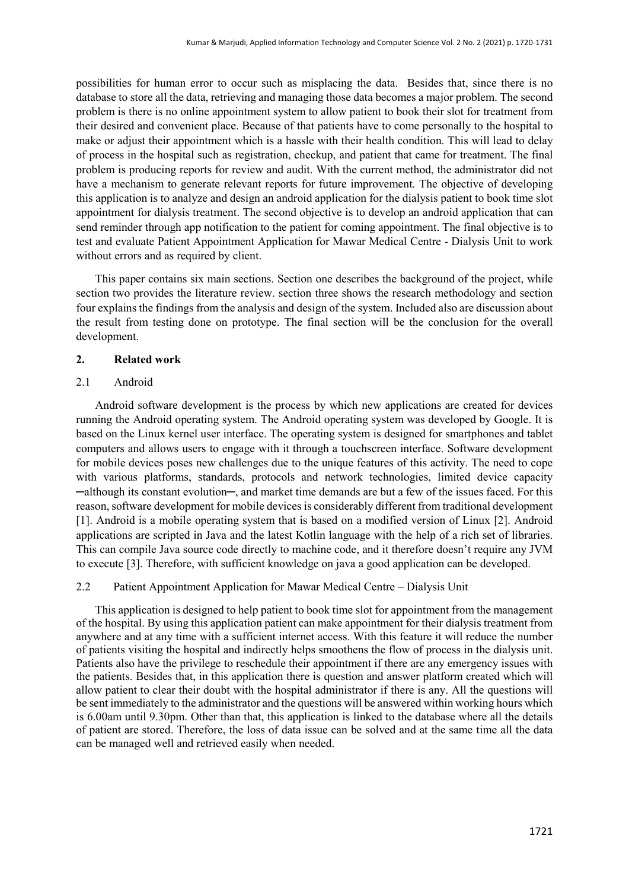possibilities for human error to occur such as misplacing the data. Besides that, since there is no database to store all the data, retrieving and managing those data becomes a major problem. The second problem is there is no online appointment system to allow patient to book their slot for treatment from their desired and convenient place. Because of that patients have to come personally to the hospital to make or adjust their appointment which is a hassle with their health condition. This will lead to delay of process in the hospital such as registration, checkup, and patient that came for treatment. The final problem is producing reports for review and audit. With the current method, the administrator did not have a mechanism to generate relevant reports for future improvement. The objective of developing this application is to analyze and design an android application for the dialysis patient to book time slot appointment for dialysis treatment. The second objective is to develop an android application that can send reminder through app notification to the patient for coming appointment. The final objective is to test and evaluate Patient Appointment Application for Mawar Medical Centre - Dialysis Unit to work without errors and as required by client.

This paper contains six main sections. Section one describes the background of the project, while section two provides the literature review. section three shows the research methodology and section four explains the findings from the analysis and design of the system. Included also are discussion about the result from testing done on prototype. The final section will be the conclusion for the overall development.

## 2. Related work

### 2.1 Android

Android software development is the process by which new applications are created for devices running the Android operating system. The Android operating system was developed by Google. It is based on the Linux kernel user interface. The operating system is designed for smartphones and tablet computers and allows users to engage with it through a touchscreen interface. Software development for mobile devices poses new challenges due to the unique features of this activity. The need to cope with various platforms, standards, protocols and network technologies, limited device capacity ─although its constant evolution─, and market time demands are but a few of the issues faced. For this reason, software development for mobile devices is considerably different from traditional development [1]. Android is a mobile operating system that is based on a modified version of Linux [2]. Android applications are scripted in Java and the latest Kotlin language with the help of a rich set of libraries. This can compile Java source code directly to machine code, and it therefore doesn't require any JVM to execute [3]. Therefore, with sufficient knowledge on java a good application can be developed.

### 2.2 Patient Appointment Application for Mawar Medical Centre – Dialysis Unit

This application is designed to help patient to book time slot for appointment from the management of the hospital. By using this application patient can make appointment for their dialysis treatment from anywhere and at any time with a sufficient internet access. With this feature it will reduce the number of patients visiting the hospital and indirectly helps smoothens the flow of process in the dialysis unit. Patients also have the privilege to reschedule their appointment if there are any emergency issues with the patients. Besides that, in this application there is question and answer platform created which will allow patient to clear their doubt with the hospital administrator if there is any. All the questions will be sent immediately to the administrator and the questions will be answered within working hours which is 6.00am until 9.30pm. Other than that, this application is linked to the database where all the details of patient are stored. Therefore, the loss of data issue can be solved and at the same time all the data can be managed well and retrieved easily when needed.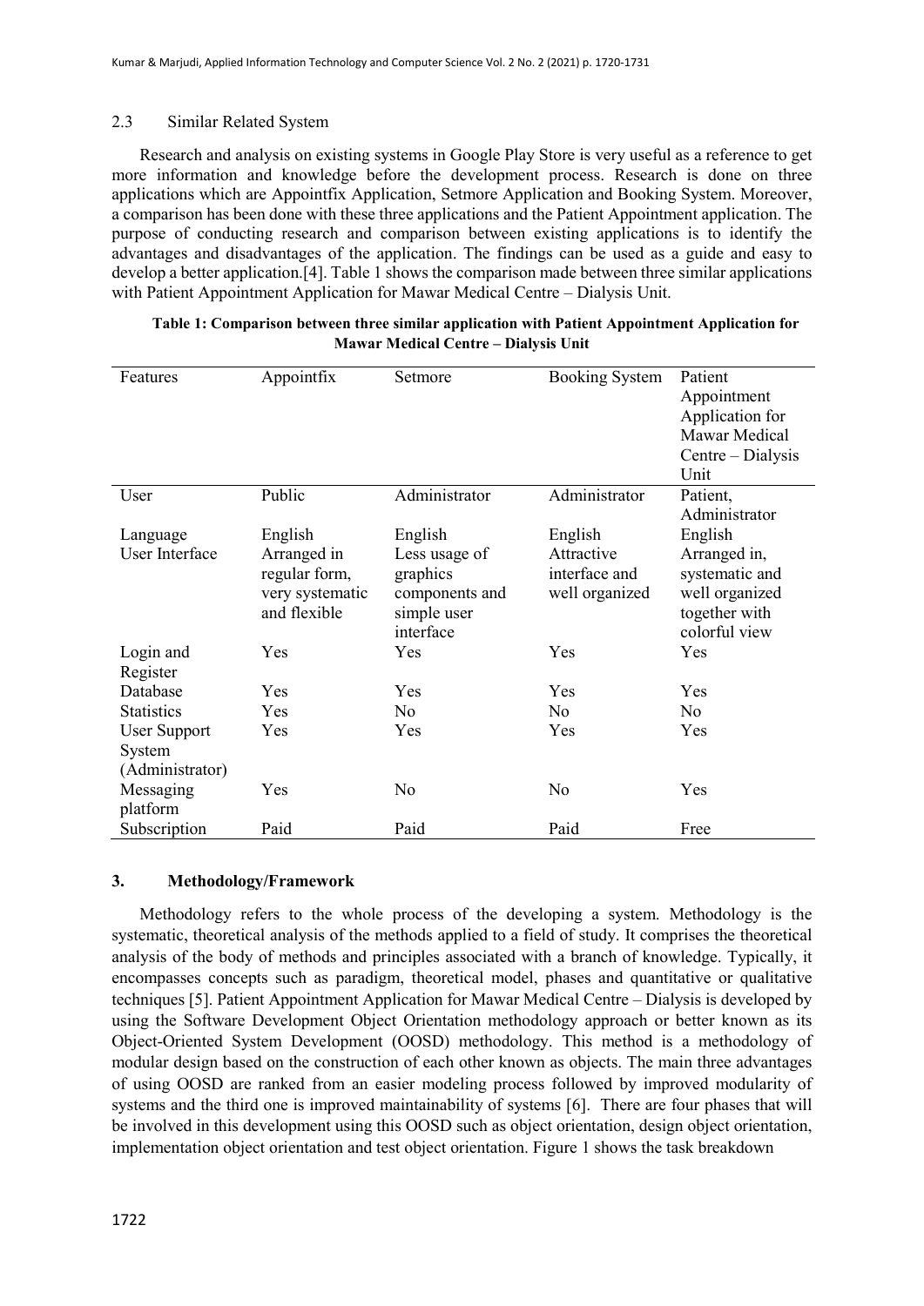### 2.3 Similar Related System

Research and analysis on existing systems in Google Play Store is very useful as a reference to get more information and knowledge before the development process. Research is done on three applications which are Appointfix Application, Setmore Application and Booking System. Moreover, a comparison has been done with these three applications and the Patient Appointment application. The purpose of conducting research and comparison between existing applications is to identify the advantages and disadvantages of the application. The findings can be used as a guide and easy to develop a better application.[4]. Table 1 shows the comparison made between three similar applications with Patient Appointment Application for Mawar Medical Centre – Dialysis Unit.

**Table 1: Comparison between three similar application with Patient Appointment Application for Mawar Medical Centre – Dialysis Unit**

| Features | Appointfix | Setmore | Booking System | Patient Appointment Application for Mawar Medical Centre – Dialysis Unit |
|---|---|---|---|---|
| User | Public | Administrator | Administrator | Patient, Administrator |
| Language | English | English | English | English |
| User Interface | Arranged in regular form, very systematic and flexible | Less usage of graphics components and simple user interface | Attractive interface and well organized | Arranged in, systematic and well organized together with colorful view |
| Login and Register | Yes | Yes | Yes | Yes |
| Database | Yes | Yes | Yes | Yes |
| Statistics | Yes | No | No | No |
| User Support System (Administrator) | Yes | Yes | Yes | Yes |
| Messaging platform | Yes | No | No | Yes |
| Subscription | Paid | Paid | Paid | Free |

## 3. Methodology/Framework

Methodology refers to the whole process of the developing a system. Methodology is the systematic, theoretical analysis of the methods applied to a field of study. It comprises the theoretical analysis of the body of methods and principles associated with a branch of knowledge. Typically, it encompasses concepts such as paradigm, theoretical model, phases and quantitative or qualitative techniques [5]. Patient Appointment Application for Mawar Medical Centre – Dialysis is developed by using the Software Development Object Orientation methodology approach or better known as its Object-Oriented System Development (OOSD) methodology. This method is a methodology of modular design based on the construction of each other known as objects. The main three advantages of using OOSD are ranked from an easier modeling process followed by improved modularity of systems and the third one is improved maintainability of systems [6]. There are four phases that will be involved in this development using this OOSD such as object orientation, design object orientation, implementation object orientation and test object orientation. Figure 1 shows the task breakdown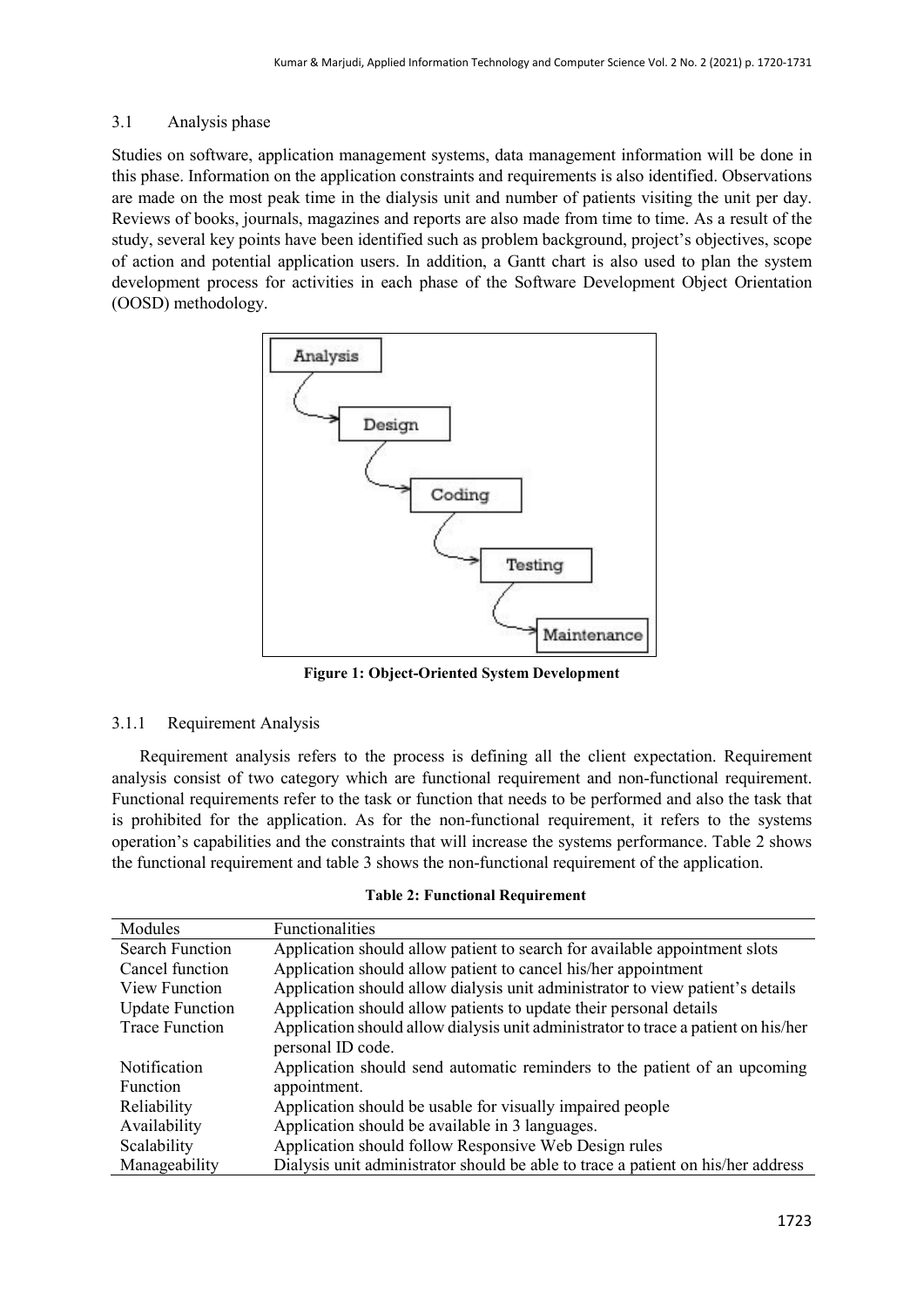### 3.1 Analysis phase

Studies on software, application management systems, data management information will be done in this phase. Information on the application constraints and requirements is also identified. Observations are made on the most peak time in the dialysis unit and number of patients visiting the unit per day. Reviews of books, journals, magazines and reports are also made from time to time. As a result of the study, several key points have been identified such as problem background, project's objectives, scope of action and potential application users. In addition, a Gantt chart is also used to plan the system development process for activities in each phase of the Software Development Object Orientation (OOSD) methodology.

**Figure 1: Object-Oriented System Development**

#### 3.1.1 Requirement Analysis

Requirement analysis refers to the process is defining all the client expectation. Requirement analysis consist of two category which are functional requirement and non-functional requirement. Functional requirements refer to the task or function that needs to be performed and also the task that is prohibited for the application. As for the non-functional requirement, it refers to the systems operation's capabilities and the constraints that will increase the systems performance. Table 2 shows the functional requirement and table 3 shows the non-functional requirement of the application.

**Table 2: Functional Requirement**

| Modules | Functionalities |
|---|---|
| Search Function | Application should allow patient to search for available appointment slots |
| Cancel function | Application should allow patient to cancel his/her appointment |
| View Function | Application should allow dialysis unit administrator to view patient's details |
| Update Function | Application should allow patients to update their personal details |
| Trace Function | Application should allow dialysis unit administrator to trace a patient on his/her personal ID code. |
| Notification Function | Application should send automatic reminders to the patient of an upcoming appointment. |
| Reliability | Application should be usable for visually impaired people |
| Availability | Application should be available in 3 languages. |
| Scalability | Application should follow Responsive Web Design rules |
| Manageability | Dialysis unit administrator should be able to trace a patient on his/her address |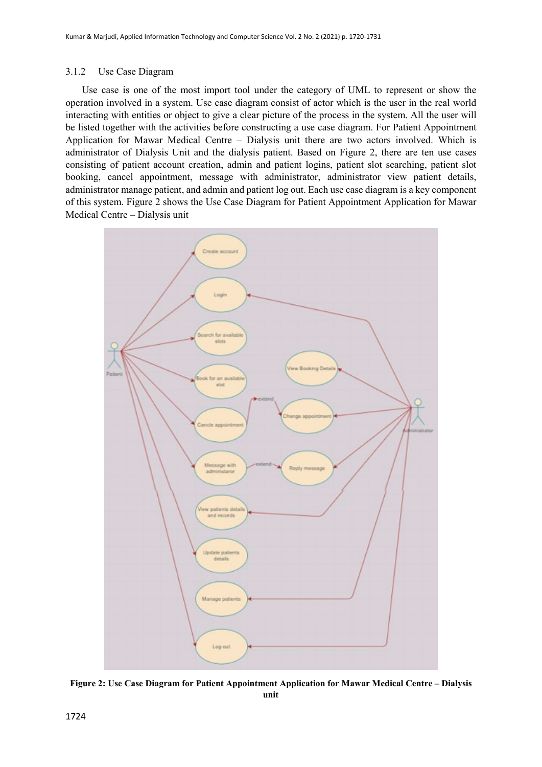### 3.1.2 Use Case Diagram

Use case is one of the most import tool under the category of UML to represent or show the operation involved in a system. Use case diagram consist of actor which is the user in the real world interacting with entities or object to give a clear picture of the process in the system. All the user will be listed together with the activities before constructing a use case diagram. For Patient Appointment Application for Mawar Medical Centre – Dialysis unit there are two actors involved. Which is administrator of Dialysis Unit and the dialysis patient. Based on Figure 2, there are ten use cases consisting of patient account creation, admin and patient logins, patient slot searching, patient slot booking, cancel appointment, message with administrator, administrator view patient details, administrator manage patient, and admin and patient log out. Each use case diagram is a key component of this system. Figure 2 shows the Use Case Diagram for Patient Appointment Application for Mawar Medical Centre – Dialysis unit

**Figure 2: Use Case Diagram for Patient Appointment Application for Mawar Medical Centre – Dialysis unit**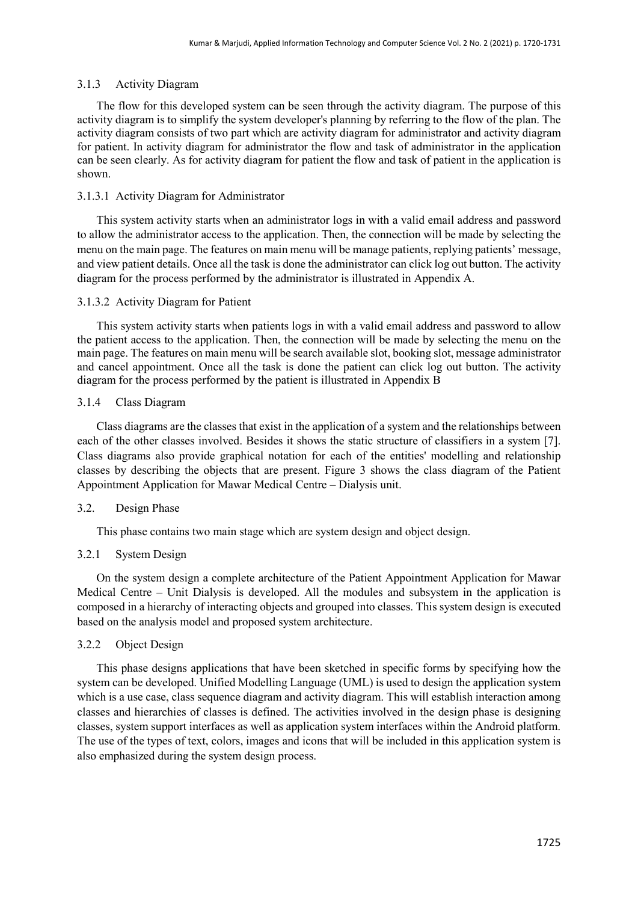### 3.1.3 Activity Diagram

The flow for this developed system can be seen through the activity diagram. The purpose of this activity diagram is to simplify the system developer's planning by referring to the flow of the plan. The activity diagram consists of two part which are activity diagram for administrator and activity diagram for patient. In activity diagram for administrator the flow and task of administrator in the application can be seen clearly. As for activity diagram for patient the flow and task of patient in the application is shown.

#### 3.1.3.1 Activity Diagram for Administrator

This system activity starts when an administrator logs in with a valid email address and password to allow the administrator access to the application. Then, the connection will be made by selecting the menu on the main page. The features on main menu will be manage patients, replying patients' message, and view patient details. Once all the task is done the administrator can click log out button. The activity diagram for the process performed by the administrator is illustrated in Appendix A.

#### 3.1.3.2 Activity Diagram for Patient

This system activity starts when patients logs in with a valid email address and password to allow the patient access to the application. Then, the connection will be made by selecting the menu on the main page. The features on main menu will be search available slot, booking slot, message administrator and cancel appointment. Once all the task is done the patient can click log out button. The activity diagram for the process performed by the patient is illustrated in Appendix B

### 3.1.4 Class Diagram

Class diagrams are the classes that exist in the application of a system and the relationships between each of the other classes involved. Besides it shows the static structure of classifiers in a system [7]. Class diagrams also provide graphical notation for each of the entities' modelling and relationship classes by describing the objects that are present. Figure 3 shows the class diagram of the Patient Appointment Application for Mawar Medical Centre – Dialysis unit.

## 3.2. Design Phase

This phase contains two main stage which are system design and object design.

### 3.2.1 System Design

On the system design a complete architecture of the Patient Appointment Application for Mawar Medical Centre – Unit Dialysis is developed. All the modules and subsystem in the application is composed in a hierarchy of interacting objects and grouped into classes. This system design is executed based on the analysis model and proposed system architecture.

### 3.2.2 Object Design

This phase designs applications that have been sketched in specific forms by specifying how the system can be developed. Unified Modelling Language (UML) is used to design the application system which is a use case, class sequence diagram and activity diagram. This will establish interaction among classes and hierarchies of classes is defined. The activities involved in the design phase is designing classes, system support interfaces as well as application system interfaces within the Android platform. The use of the types of text, colors, images and icons that will be included in this application system is also emphasized during the system design process.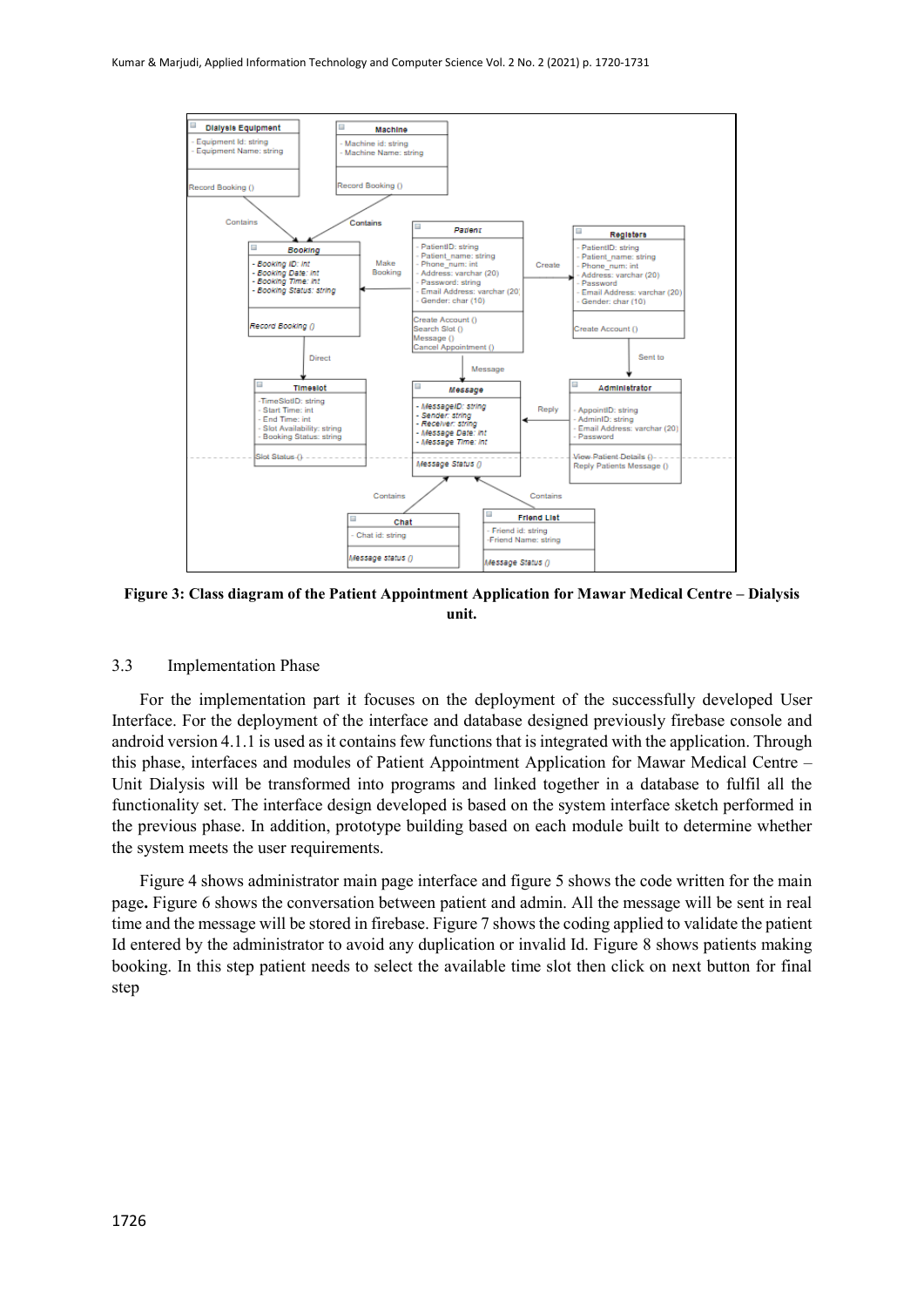**Figure 3: Class diagram of the Patient Appointment Application for Mawar Medical Centre – Dialysis unit.**

### 3.3 Implementation Phase

For the implementation part it focuses on the deployment of the successfully developed User Interface. For the deployment of the interface and database designed previously firebase console and android version 4.1.1 is used as it contains few functions that is integrated with the application. Through this phase, interfaces and modules of Patient Appointment Application for Mawar Medical Centre – Unit Dialysis will be transformed into programs and linked together in a database to fulfil all the functionality set. The interface design developed is based on the system interface sketch performed in the previous phase. In addition, prototype building based on each module built to determine whether the system meets the user requirements.

Figure 4 shows administrator main page interface and figure 5 shows the code written for the main page**.** Figure 6 shows the conversation between patient and admin. All the message will be sent in real time and the message will be stored in firebase. Figure 7 shows the coding applied to validate the patient Id entered by the administrator to avoid any duplication or invalid Id. Figure 8 shows patients making booking. In this step patient needs to select the available time slot then click on next button for final step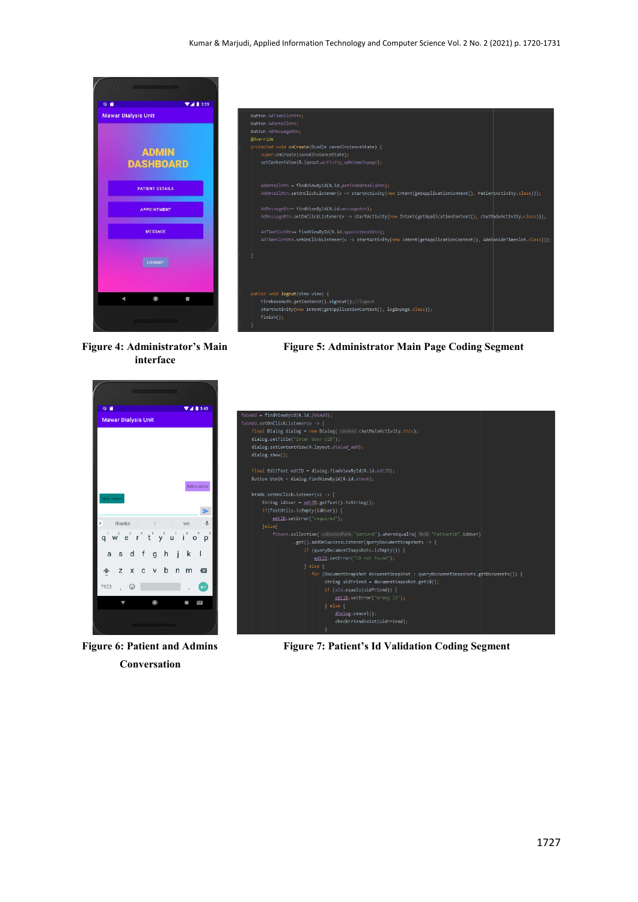Figure 4: Administrator's Main interface

Figure 5: Administrator Main Page Coding Segment

Figure 6: Patient and Admins Conversation

Figure 7: Patient's Id Validation Coding Segment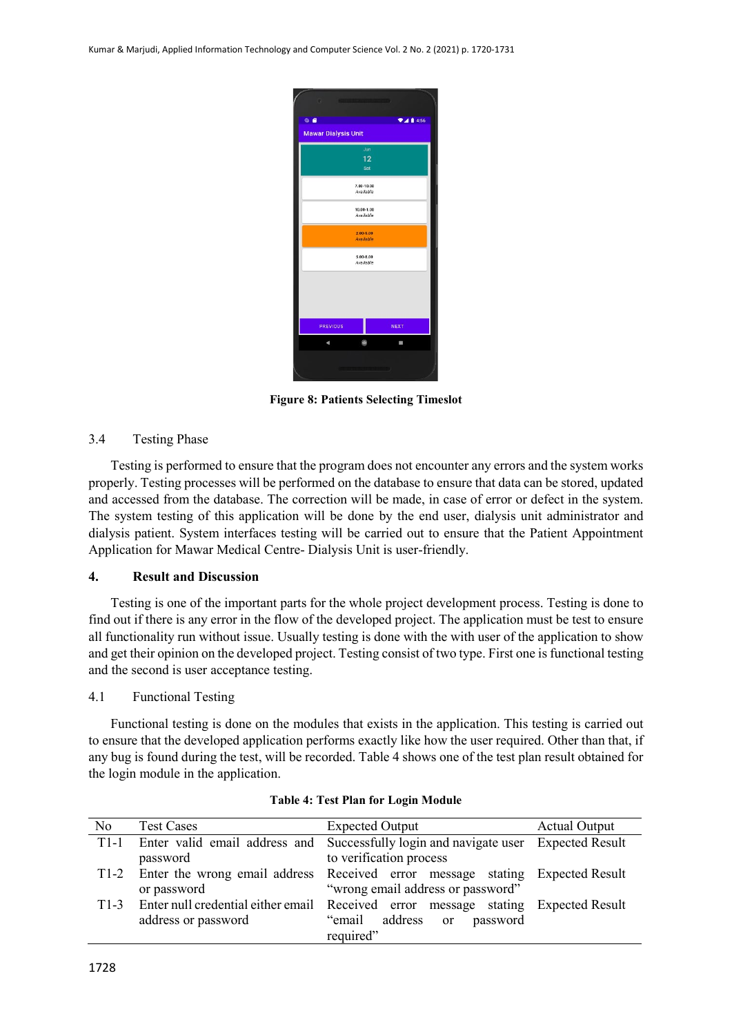Figure 8: Patients Selecting Timeslot

### 3.4 Testing Phase

Testing is performed to ensure that the program does not encounter any errors and the system works properly. Testing processes will be performed on the database to ensure that data can be stored, updated and accessed from the database. The correction will be made, in case of error or defect in the system. The system testing of this application will be done by the end user, dialysis unit administrator and dialysis patient. System interfaces testing will be carried out to ensure that the Patient Appointment Application for Mawar Medical Centre- Dialysis Unit is user-friendly.

## 4. Result and Discussion

Testing is one of the important parts for the whole project development process. Testing is done to find out if there is any error in the flow of the developed project. The application must be test to ensure all functionality run without issue. Usually testing is done with the with user of the application to show and get their opinion on the developed project. Testing consist of two type. First one is functional testing and the second is user acceptance testing.

### 4.1 Functional Testing

Functional testing is done on the modules that exists in the application. This testing is carried out to ensure that the developed application performs exactly like how the user required. Other than that, if any bug is found during the test, will be recorded. Table 4 shows one of the test plan result obtained for the login module in the application.

**Table 4: Test Plan for Login Module**

| No | Test Cases | Expected Output | Actual Output |
|---|---|---|---|
| T1-1 | Enter valid email address and password | Successfully login and navigate user to verification process | Expected Result |
| T1-2 | Enter the wrong email address or password | Received error message stating "wrong email address or password" | Expected Result |
| T1-3 | Enter null credential either email address or password | Received error message stating "email address or password required" | Expected Result |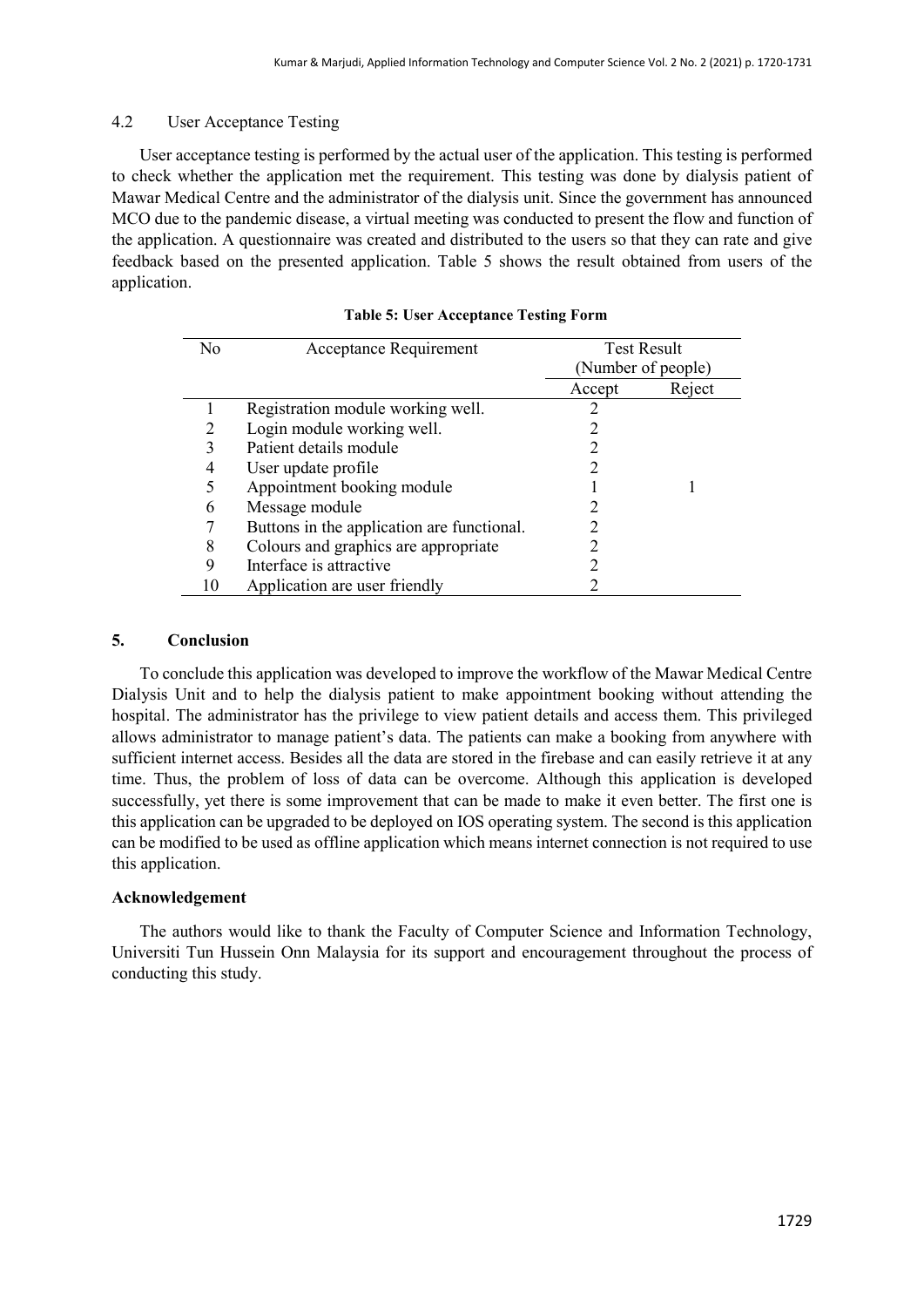### 4.2 User Acceptance Testing

User acceptance testing is performed by the actual user of the application. This testing is performed to check whether the application met the requirement. This testing was done by dialysis patient of Mawar Medical Centre and the administrator of the dialysis unit. Since the government has announced MCO due to the pandemic disease, a virtual meeting was conducted to present the flow and function of the application. A questionnaire was created and distributed to the users so that they can rate and give feedback based on the presented application. Table 5 shows the result obtained from users of the application.

**Table 5: User Acceptance Testing Form**

| No | Acceptance Requirement | Test Result (Number of people) | |
|---|---|---|---|
| | | Accept | Reject |
| 1 | Registration module working well. | 2 | |
| 2 | Login module working well. | 2 | |
| 3 | Patient details module | 2 | |
| 4 | User update profile | 2 | |
| 5 | Appointment booking module | 1 | 1 |
| 6 | Message module | 2 | |
| 7 | Buttons in the application are functional. | 2 | |
| 8 | Colours and graphics are appropriate | 2 | |
| 9 | Interface is attractive | 2 | |
| 10 | Application are user friendly | 2 | |

## 5. Conclusion

To conclude this application was developed to improve the workflow of the Mawar Medical Centre Dialysis Unit and to help the dialysis patient to make appointment booking without attending the hospital. The administrator has the privilege to view patient details and access them. This privileged allows administrator to manage patient's data. The patients can make a booking from anywhere with sufficient internet access. Besides all the data are stored in the firebase and can easily retrieve it at any time. Thus, the problem of loss of data can be overcome. Although this application is developed successfully, yet there is some improvement that can be made to make it even better. The first one is this application can be upgraded to be deployed on IOS operating system. The second is this application can be modified to be used as offline application which means internet connection is not required to use this application.

### Acknowledgement

The authors would like to thank the Faculty of Computer Science and Information Technology, Universiti Tun Hussein Onn Malaysia for its support and encouragement throughout the process of conducting this study.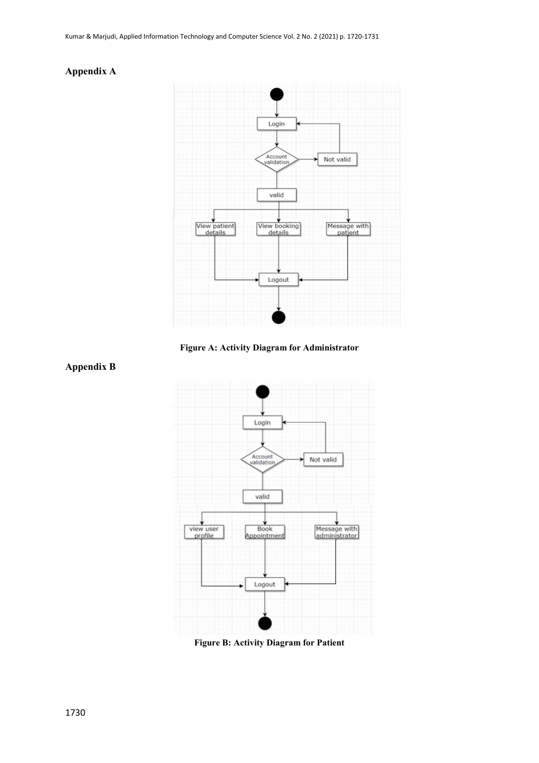## Appendix A

Figure A: Activity Diagram for Administrator

## Appendix B

Figure B: Activity Diagram for Patient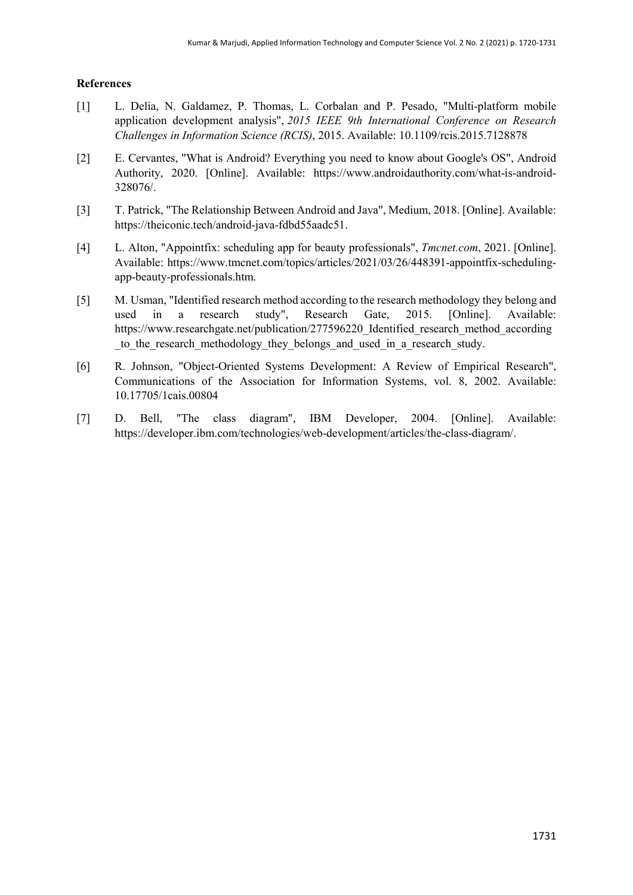## References

[1] L. Delia, N. Galdamez, P. Thomas, L. Corbalan and P. Pesado, "Multi-platform mobile application development analysis", *2015 IEEE 9th International Conference on Research Challenges in Information Science (RCIS)*, 2015. Available: 10.1109/rcis.2015.7128878

[2] E. Cervantes, "What is Android? Everything you need to know about Google's OS", Android Authority, 2020. [Online]. Available: https://www.androidauthority.com/what-is-android-328076/.

[3] T. Patrick, "The Relationship Between Android and Java", Medium, 2018. [Online]. Available: https://theiconic.tech/android-java-fdbd55aadc51.

[4] L. Alton, "Appointfix: scheduling app for beauty professionals", *Tmcnet.com*, 2021. [Online]. Available: https://www.tmcnet.com/topics/articles/2021/03/26/448391-appointfix-scheduling-app-beauty-professionals.htm.

[5] M. Usman, "Identified research method according to the research methodology they belong and used in a research study", Research Gate, 2015. [Online]. Available: https://www.researchgate.net/publication/277596220_Identified_research_method_according_to_the_research_methodology_they_belongs_and_used_in_a_research_study.

[6] R. Johnson, "Object-Oriented Systems Development: A Review of Empirical Research", Communications of the Association for Information Systems, vol. 8, 2002. Available: 10.17705/1cais.00804

[7] D. Bell, "The class diagram", IBM Developer, 2004. [Online]. Available: https://developer.ibm.com/technologies/web-development/articles/the-class-diagram/.